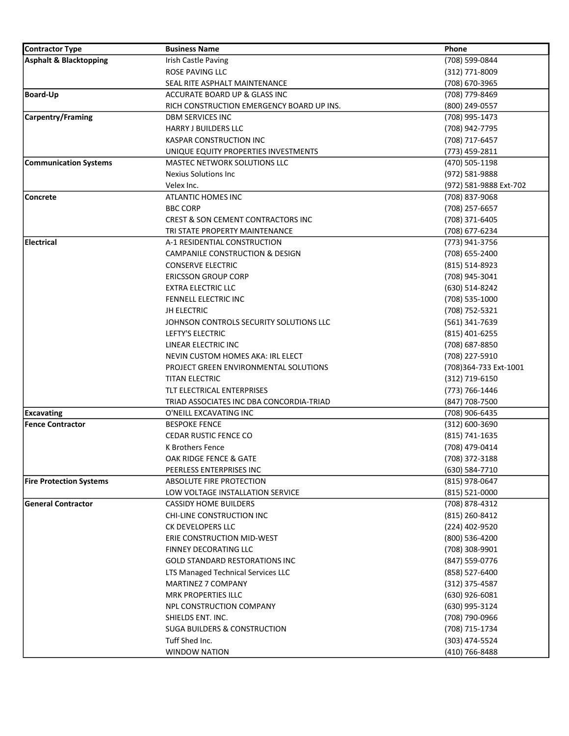| Contractor Type | Business Name | Phone |
|---|---|---|
| **Asphalt & Blacktopping** | Irish Castle Paving | (708) 599-0844 |
| | ROSE PAVING LLC | (312) 771-8009 |
| | SEAL RITE ASPHALT MAINTENANCE | (708) 670-3965 |
| **Board-Up** | ACCURATE BOARD UP & GLASS INC | (708) 779-8469 |
| | RICH CONSTRUCTION EMERGENCY BOARD UP INS. | (800) 249-0557 |
| **Carpentry/Framing** | DBM SERVICES INC | (708) 995-1473 |
| | HARRY J BUILDERS LLC | (708) 942-7795 |
| | KASPAR CONSTRUCTION INC | (708) 717-6457 |
| | UNIQUE EQUITY PROPERTIES INVESTMENTS | (773) 459-2811 |
| **Communication Systems** | MASTEC NETWORK SOLUTIONS LLC | (470) 505-1198 |
| | Nexius Solutions Inc | (972) 581-9888 |
| | Velex Inc. | (972) 581-9888 Ext-702 |
| **Concrete** | ATLANTIC HOMES INC | (708) 837-9068 |
| | BBC CORP | (708) 257-6657 |
| | CREST & SON CEMENT CONTRACTORS INC | (708) 371-6405 |
| | TRI STATE PROPERTY MAINTENANCE | (708) 677-6234 |
| **Electrical** | A-1 RESIDENTIAL CONSTRUCTION | (773) 941-3756 |
| | CAMPANILE CONSTRUCTION & DESIGN | (708) 655-2400 |
| | CONSERVE ELECTRIC | (815) 514-8923 |
| | ERICSSON GROUP CORP | (708) 945-3041 |
| | EXTRA ELECTRIC LLC | (630) 514-8242 |
| | FENNELL ELECTRIC INC | (708) 535-1000 |
| | JH ELECTRIC | (708) 752-5321 |
| | JOHNSON CONTROLS SECURITY SOLUTIONS LLC | (561) 341-7639 |
| | LEFTY'S ELECTRIC | (815) 401-6255 |
| | LINEAR ELECTRIC INC | (708) 687-8850 |
| | NEVIN CUSTOM HOMES AKA: IRL ELECT | (708) 227-5910 |
| | PROJECT GREEN ENVIRONMENTAL SOLUTIONS | (708)364-733 Ext-1001 |
| | TITAN ELECTRIC | (312) 719-6150 |
| | TLT ELECTRICAL ENTERPRISES | (773) 766-1446 |
| | TRIAD ASSOCIATES INC DBA CONCORDIA-TRIAD | (847) 708-7500 |
| **Excavating** | O'NEILL EXCAVATING INC | (708) 906-6435 |
| **Fence Contractor** | BESPOKE FENCE | (312) 600-3690 |
| | CEDAR RUSTIC FENCE CO | (815) 741-1635 |
| | K Brothers Fence | (708) 479-0414 |
| | OAK RIDGE FENCE & GATE | (708) 372-3188 |
| | PEERLESS ENTERPRISES INC | (630) 584-7710 |
| **Fire Protection Systems** | ABSOLUTE FIRE PROTECTION | (815) 978-0647 |
| | LOW VOLTAGE INSTALLATION SERVICE | (815) 521-0000 |
| **General Contractor** | CASSIDY HOME BUILDERS | (708) 878-4312 |
| | CHI-LINE CONSTRUCTION INC | (815) 260-8412 |
| | CK DEVELOPERS LLC | (224) 402-9520 |
| | ERIE CONSTRUCTION MID-WEST | (800) 536-4200 |
| | FINNEY DECORATING LLC | (708) 308-9901 |
| | GOLD STANDARD RESTORATIONS INC | (847) 559-0776 |
| | LTS Managed Technical Services LLC | (858) 527-6400 |
| | MARTINEZ 7 COMPANY | (312) 375-4587 |
| | MRK PROPERTIES ILLC | (630) 926-6081 |
| | NPL CONSTRUCTION COMPANY | (630) 995-3124 |
| | SHIELDS ENT. INC. | (708) 790-0966 |
| | SUGA BUILDERS & CONSTRUCTION | (708) 715-1734 |
| | Tuff Shed Inc. | (303) 474-5524 |
| | WINDOW NATION | (410) 766-8488 |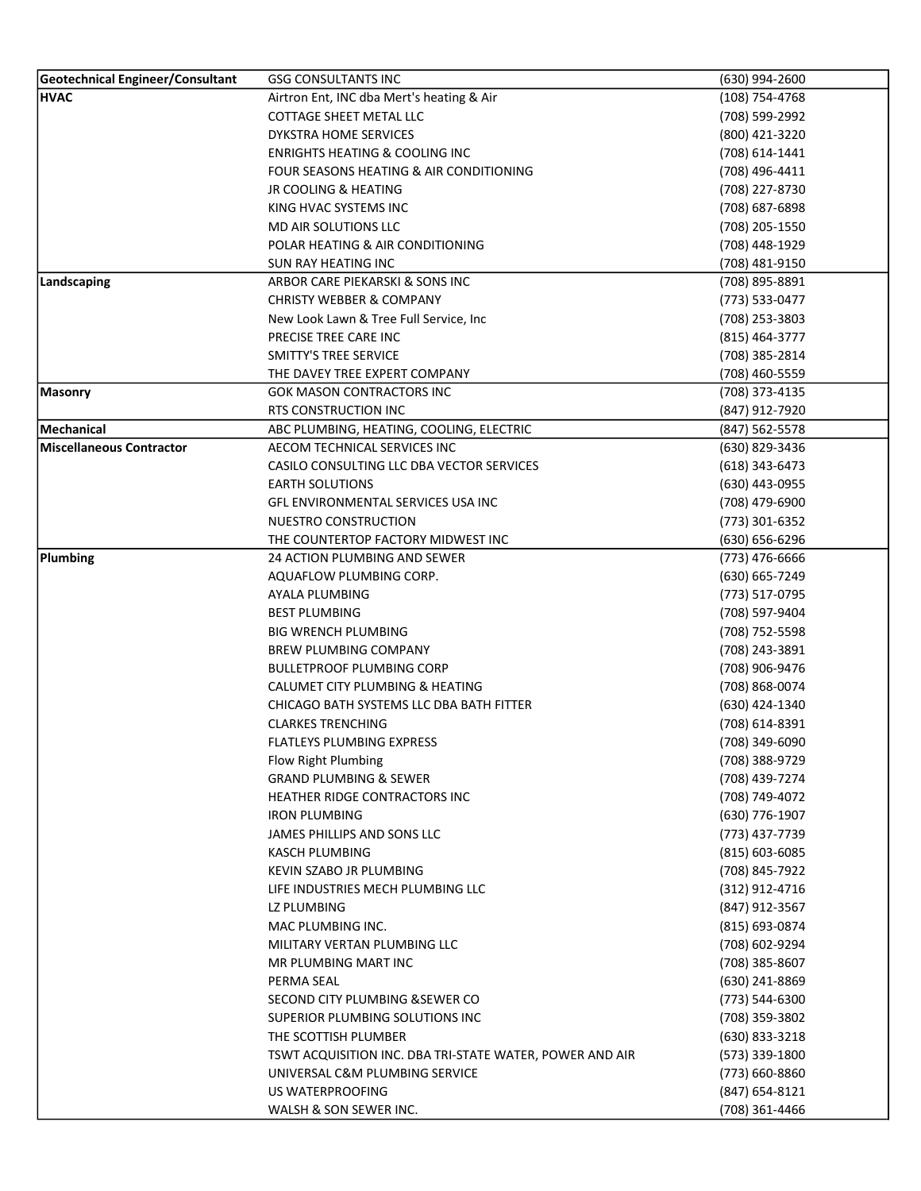| **Geotechnical Engineer/Consultant** | GSG CONSULTANTS INC | (630) 994-2600 |
|---|---|---|
| **HVAC** | Airtron Ent, INC dba Mert's heating & Air | (108) 754-4768 |
| | COTTAGE SHEET METAL LLC | (708) 599-2992 |
| | DYKSTRA HOME SERVICES | (800) 421-3220 |
| | ENRIGHTS HEATING & COOLING INC | (708) 614-1441 |
| | FOUR SEASONS HEATING & AIR CONDITIONING | (708) 496-4411 |
| | JR COOLING & HEATING | (708) 227-8730 |
| | KING HVAC SYSTEMS INC | (708) 687-6898 |
| | MD AIR SOLUTIONS LLC | (708) 205-1550 |
| | POLAR HEATING & AIR CONDITIONING | (708) 448-1929 |
| | SUN RAY HEATING INC | (708) 481-9150 |
| **Landscaping** | ARBOR CARE PIEKARSKI & SONS INC | (708) 895-8891 |
| | CHRISTY WEBBER & COMPANY | (773) 533-0477 |
| | New Look Lawn & Tree Full Service, Inc | (708) 253-3803 |
| | PRECISE TREE CARE INC | (815) 464-3777 |
| | SMITTY'S TREE SERVICE | (708) 385-2814 |
| | THE DAVEY TREE EXPERT COMPANY | (708) 460-5559 |
| **Masonry** | GOK MASON CONTRACTORS INC | (708) 373-4135 |
| | RTS CONSTRUCTION INC | (847) 912-7920 |
| **Mechanical** | ABC PLUMBING, HEATING, COOLING, ELECTRIC | (847) 562-5578 |
| **Miscellaneous Contractor** | AECOM TECHNICAL SERVICES INC | (630) 829-3436 |
| | CASILO CONSULTING LLC DBA VECTOR SERVICES | (618) 343-6473 |
| | EARTH SOLUTIONS | (630) 443-0955 |
| | GFL ENVIRONMENTAL SERVICES USA INC | (708) 479-6900 |
| | NUESTRO CONSTRUCTION | (773) 301-6352 |
| | THE COUNTERTOP FACTORY MIDWEST INC | (630) 656-6296 |
| **Plumbing** | 24 ACTION PLUMBING AND SEWER | (773) 476-6666 |
| | AQUAFLOW PLUMBING CORP. | (630) 665-7249 |
| | AYALA PLUMBING | (773) 517-0795 |
| | BEST PLUMBING | (708) 597-9404 |
| | BIG WRENCH PLUMBING | (708) 752-5598 |
| | BREW PLUMBING COMPANY | (708) 243-3891 |
| | BULLETPROOF PLUMBING CORP | (708) 906-9476 |
| | CALUMET CITY PLUMBING & HEATING | (708) 868-0074 |
| | CHICAGO BATH SYSTEMS LLC DBA BATH FITTER | (630) 424-1340 |
| | CLARKES TRENCHING | (708) 614-8391 |
| | FLATLEYS PLUMBING EXPRESS | (708) 349-6090 |
| | Flow Right Plumbing | (708) 388-9729 |
| | GRAND PLUMBING & SEWER | (708) 439-7274 |
| | HEATHER RIDGE CONTRACTORS INC | (708) 749-4072 |
| | IRON PLUMBING | (630) 776-1907 |
| | JAMES PHILLIPS AND SONS LLC | (773) 437-7739 |
| | KASCH PLUMBING | (815) 603-6085 |
| | KEVIN SZABO JR PLUMBING | (708) 845-7922 |
| | LIFE INDUSTRIES MECH PLUMBING LLC | (312) 912-4716 |
| | LZ PLUMBING | (847) 912-3567 |
| | MAC PLUMBING INC. | (815) 693-0874 |
| | MILITARY VERTAN PLUMBING LLC | (708) 602-9294 |
| | MR PLUMBING MART INC | (708) 385-8607 |
| | PERMA SEAL | (630) 241-8869 |
| | SECOND CITY PLUMBING &SEWER CO | (773) 544-6300 |
| | SUPERIOR PLUMBING SOLUTIONS INC | (708) 359-3802 |
| | THE SCOTTISH PLUMBER | (630) 833-3218 |
| | TSWT ACQUISITION INC. DBA TRI-STATE WATER, POWER AND AIR | (573) 339-1800 |
| | UNIVERSAL C&M PLUMBING SERVICE | (773) 660-8860 |
| | US WATERPROOFING | (847) 654-8121 |
| | WALSH & SON SEWER INC. | (708) 361-4466 |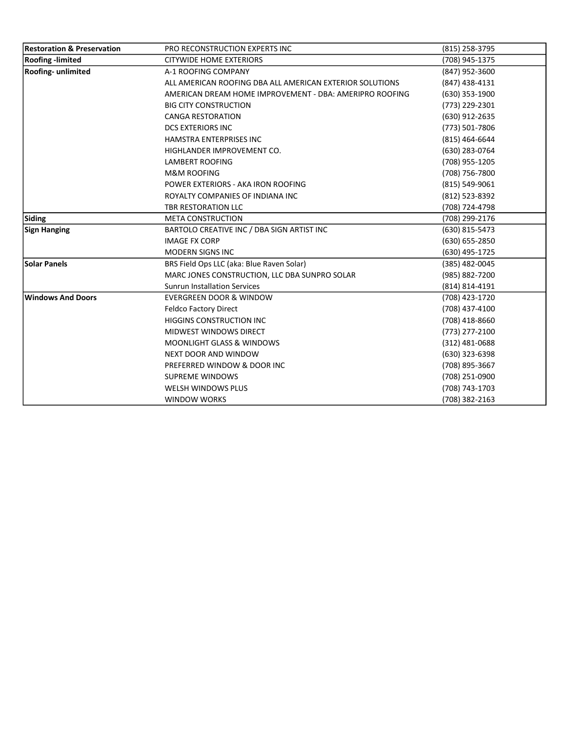| | | |
|---|---|---|
| **Restoration & Preservation** | PRO RECONSTRUCTION EXPERTS INC | (815) 258-3795 |
| **Roofing -limited** | CITYWIDE HOME EXTERIORS | (708) 945-1375 |
| **Roofing- unlimited** | A-1 ROOFING COMPANY | (847) 952-3600 |
| | ALL AMERICAN ROOFING DBA ALL AMERICAN EXTERIOR SOLUTIONS | (847) 438-4131 |
| | AMERICAN DREAM HOME IMPROVEMENT - DBA: AMERIPRO ROOFING | (630) 353-1900 |
| | BIG CITY CONSTRUCTION | (773) 229-2301 |
| | CANGA RESTORATION | (630) 912-2635 |
| | DCS EXTERIORS INC | (773) 501-7806 |
| | HAMSTRA ENTERPRISES INC | (815) 464-6644 |
| | HIGHLANDER IMPROVEMENT CO. | (630) 283-0764 |
| | LAMBERT ROOFING | (708) 955-1205 |
| | M&M ROOFING | (708) 756-7800 |
| | POWER EXTERIORS - AKA IRON ROOFING | (815) 549-9061 |
| | ROYALTY COMPANIES OF INDIANA INC | (812) 523-8392 |
| | TBR RESTORATION LLC | (708) 724-4798 |
| **Siding** | META CONSTRUCTION | (708) 299-2176 |
| **Sign Hanging** | BARTOLO CREATIVE INC / DBA SIGN ARTIST INC | (630) 815-5473 |
| | IMAGE FX CORP | (630) 655-2850 |
| | MODERN SIGNS INC | (630) 495-1725 |
| **Solar Panels** | BRS Field Ops LLC (aka: Blue Raven Solar) | (385) 482-0045 |
| | MARC JONES CONSTRUCTION, LLC DBA SUNPRO SOLAR | (985) 882-7200 |
| | Sunrun Installation Services | (814) 814-4191 |
| **Windows And Doors** | EVERGREEN DOOR & WINDOW | (708) 423-1720 |
| | Feldco Factory Direct | (708) 437-4100 |
| | HIGGINS CONSTRUCTION INC | (708) 418-8660 |
| | MIDWEST WINDOWS DIRECT | (773) 277-2100 |
| | MOONLIGHT GLASS & WINDOWS | (312) 481-0688 |
| | NEXT DOOR AND WINDOW | (630) 323-6398 |
| | PREFERRED WINDOW & DOOR INC | (708) 895-3667 |
| | SUPREME WINDOWS | (708) 251-0900 |
| | WELSH WINDOWS PLUS | (708) 743-1703 |
| | WINDOW WORKS | (708) 382-2163 |